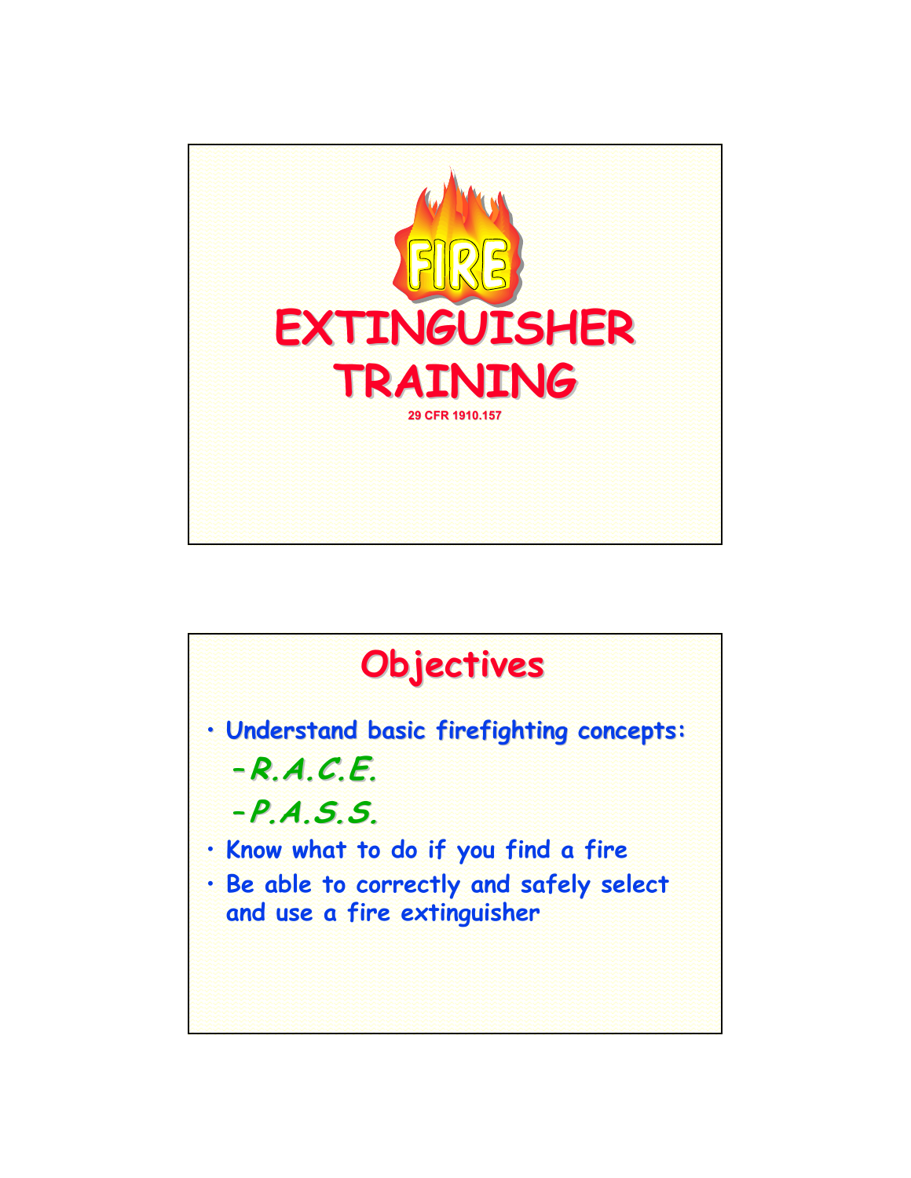# FIRE EXTINGUISHER TRAINING

29 CFR 1910.157

## Objectives

- Understand basic firefighting concepts:
  - *R.A.C.E.*
  - *P.A.S.S.*
- Know what to do if you find a fire
- Be able to correctly and safely select and use a fire extinguisher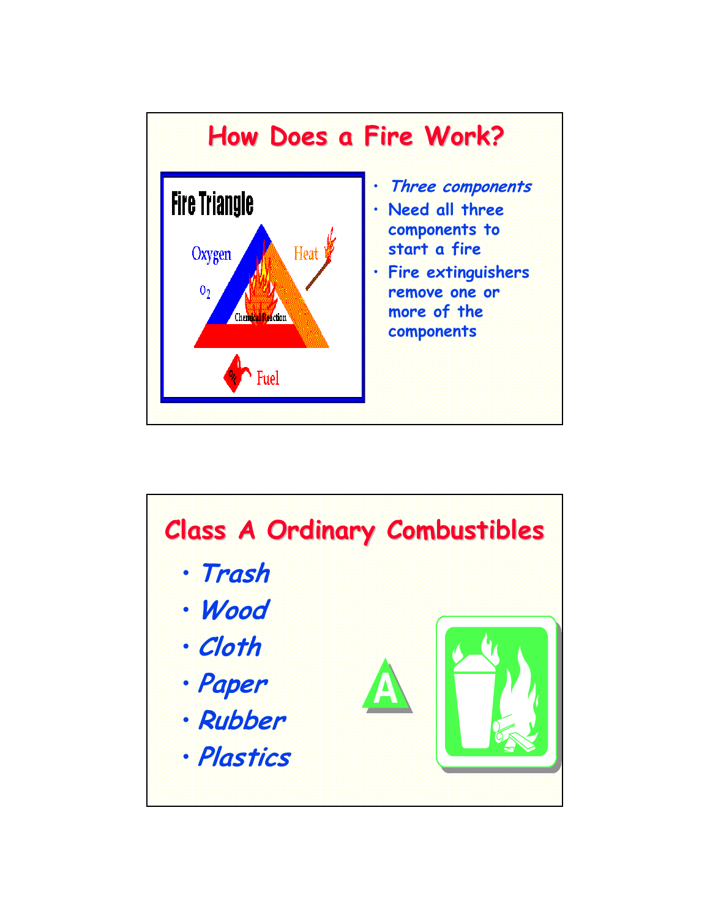## How Does a Fire Work?

Fire Triangle

Oxygen

$O_2$

Heat

Chemical Reaction

Fuel

- *Three components*
- Need all three components to start a fire
- Fire extinguishers remove one or more of the components

## Class A Ordinary Combustibles

- *Trash*
- *Wood*
- *Cloth*
- *Paper*
- *Rubber*
- *Plastics*

A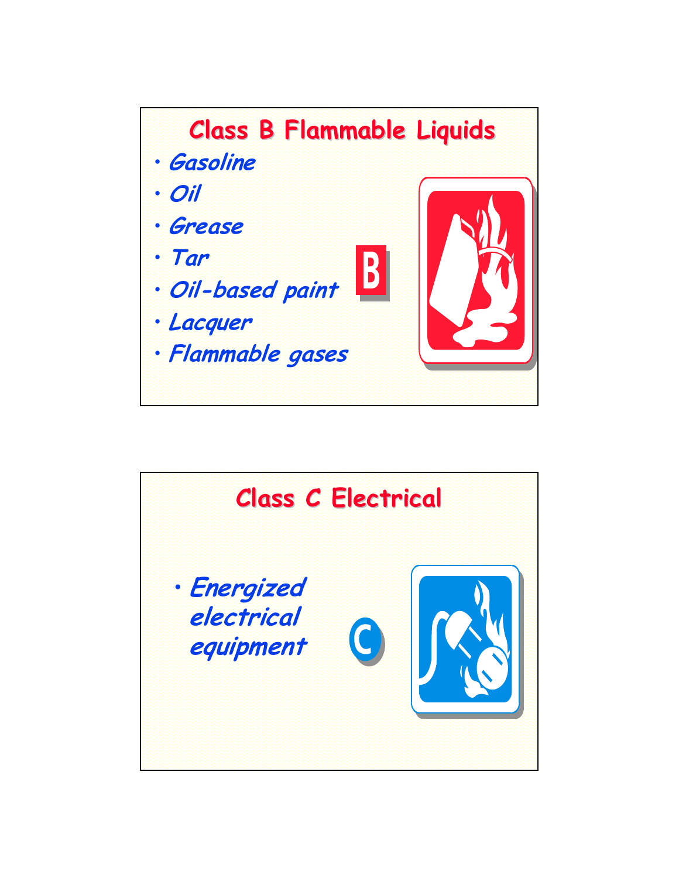## Class B Flammable Liquids

- *Gasoline*
- *Oil*
- *Grease*
- *Tar*
- *Oil-based paint*
- *Lacquer*
- *Flammable gases*

B

## Class C Electrical

- *Energized electrical equipment*

C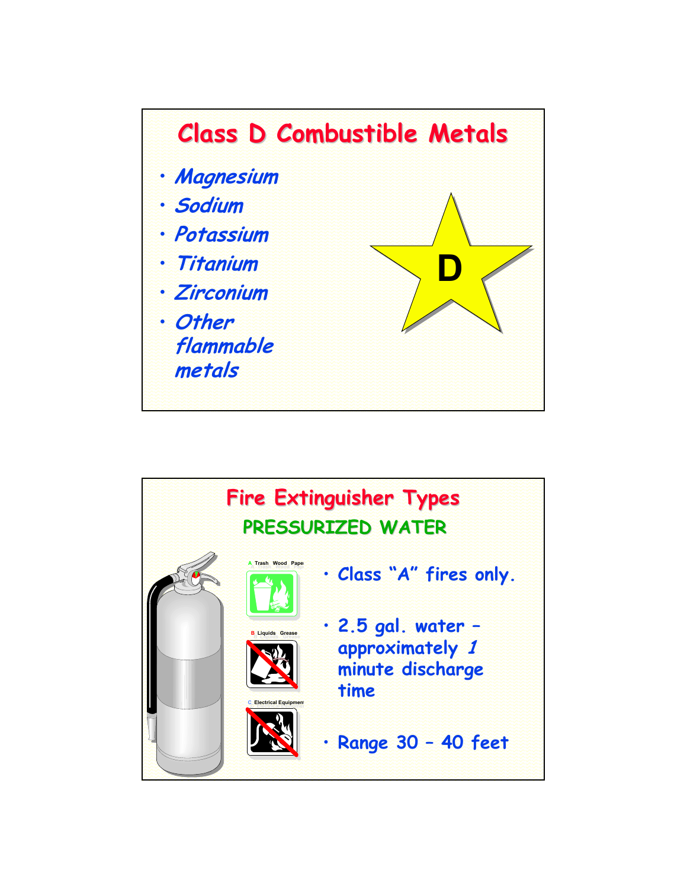## Class D Combustible Metals

- *Magnesium*
- *Sodium*
- *Potassium*
- *Titanium*
- *Zirconium*
- *Other flammable metals*

D

## Fire Extinguisher Types

### PRESSURIZED WATER

A Trash Wood Paper

B Liquids Grease

C Electrical Equipment

- Class "A" fires only.
- 2.5 gal. water – approximately *1* minute discharge time
- Range 30 – 40 feet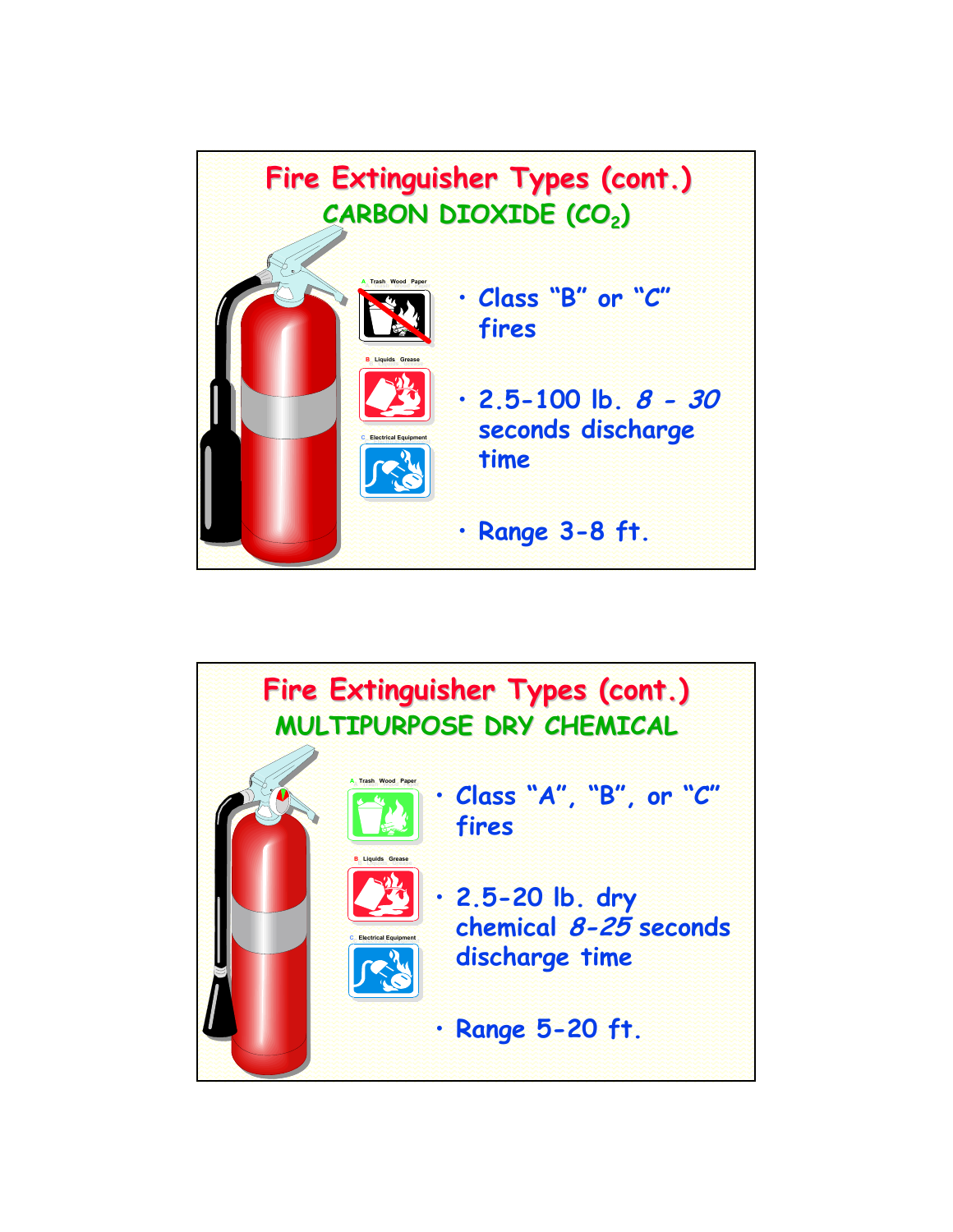## Fire Extinguisher Types (cont.)

### CARBON DIOXIDE ($CO_2$)

A. Trash Wood Paper

B. Liquids Grease

C. Electrical Equipment

- Class "B" or "C" fires
- 2.5-100 lb. *8 - 30* seconds discharge time
- Range 3-8 ft.

## Fire Extinguisher Types (cont.)

### MULTIPURPOSE DRY CHEMICAL

A. Trash Wood Paper

B. Liquids Grease

C. Electrical Equipment

- Class "A", "B", or "C" fires
- 2.5-20 lb. dry chemical *8-25* seconds discharge time
- Range 5-20 ft.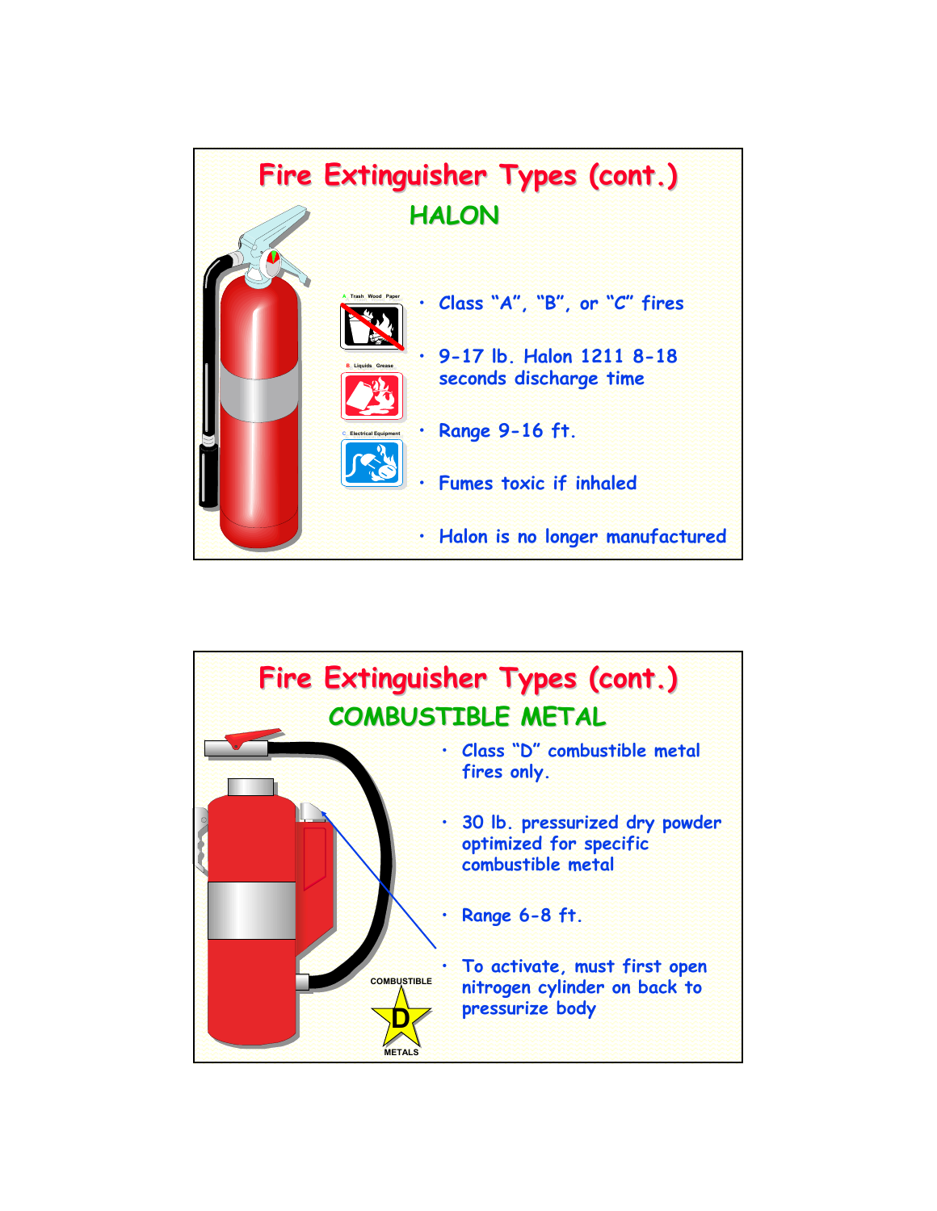# Fire Extinguisher Types (cont.)

## HALON

A. Trash Wood Paper

B. Liquids Grease

C. Electrical Equipment

- Class “A”, “B”, or “C” fires
- 9-17 lb. Halon 1211 8-18 seconds discharge time
- Range 9-16 ft.
- Fumes toxic if inhaled
- Halon is no longer manufactured

# Fire Extinguisher Types (cont.)

## COMBUSTIBLE METAL

- Class “D” combustible metal fires only.
- 30 lb. pressurized dry powder optimized for specific combustible metal
- Range 6-8 ft.
- To activate, must first open nitrogen cylinder on back to pressurize body

COMBUSTIBLE D METALS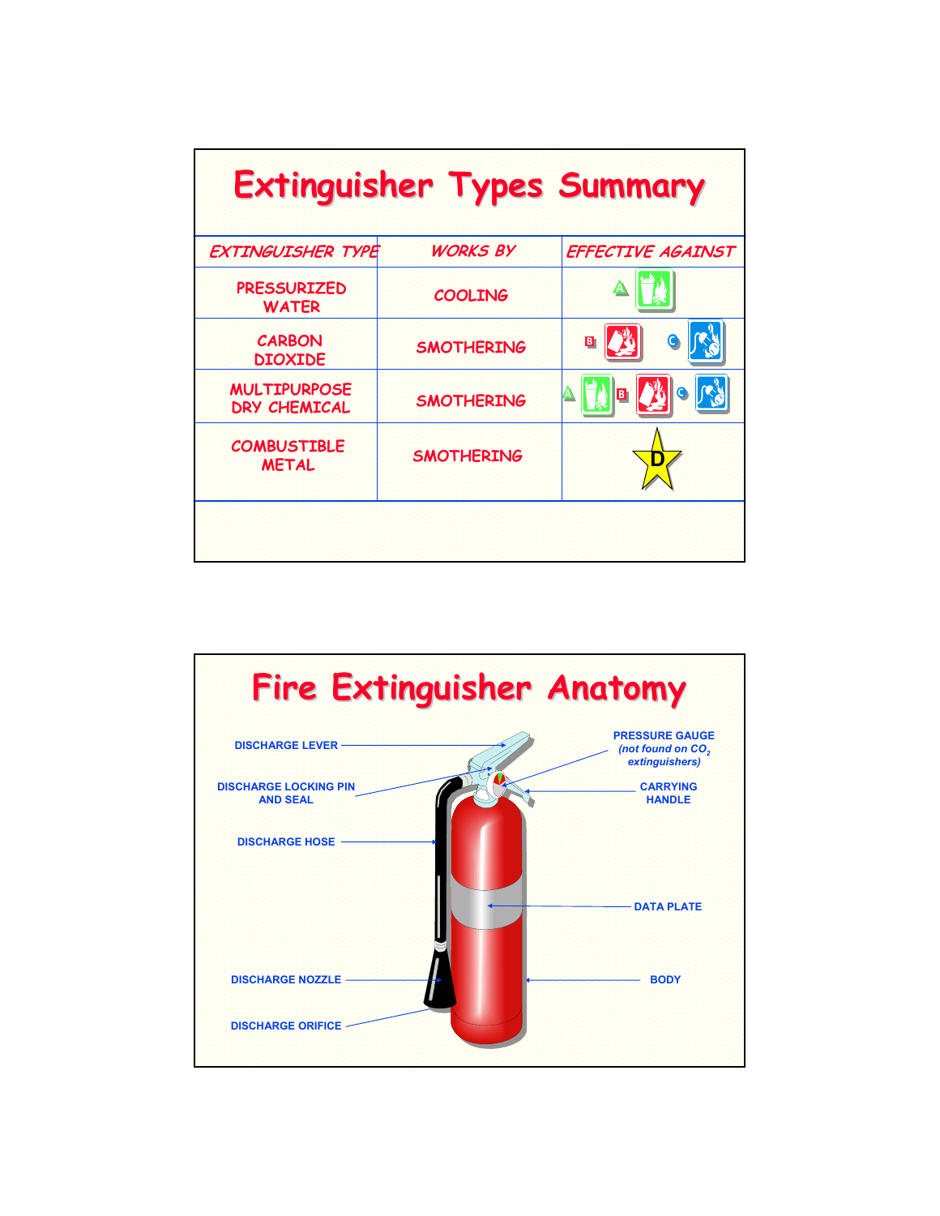# Extinguisher Types Summary

| EXTINGUISHER TYPE | WORKS BY | EFFECTIVE AGAINST |
|---|---|---|
| PRESSURIZED WATER | COOLING | A |
| CARBON DIOXIDE | SMOTHERING | B C |
| MULTIPURPOSE DRY CHEMICAL | SMOTHERING | A B C |
| COMBUSTIBLE METAL | SMOTHERING | D |

# Fire Extinguisher Anatomy

- DISCHARGE LEVER
- DISCHARGE LOCKING PIN AND SEAL
- DISCHARGE HOSE
- DISCHARGE NOZZLE
- DISCHARGE ORIFICE
- PRESSURE GAUGE *(not found on $CO_2$ extinguishers)*
- CARRYING HANDLE
- DATA PLATE
- BODY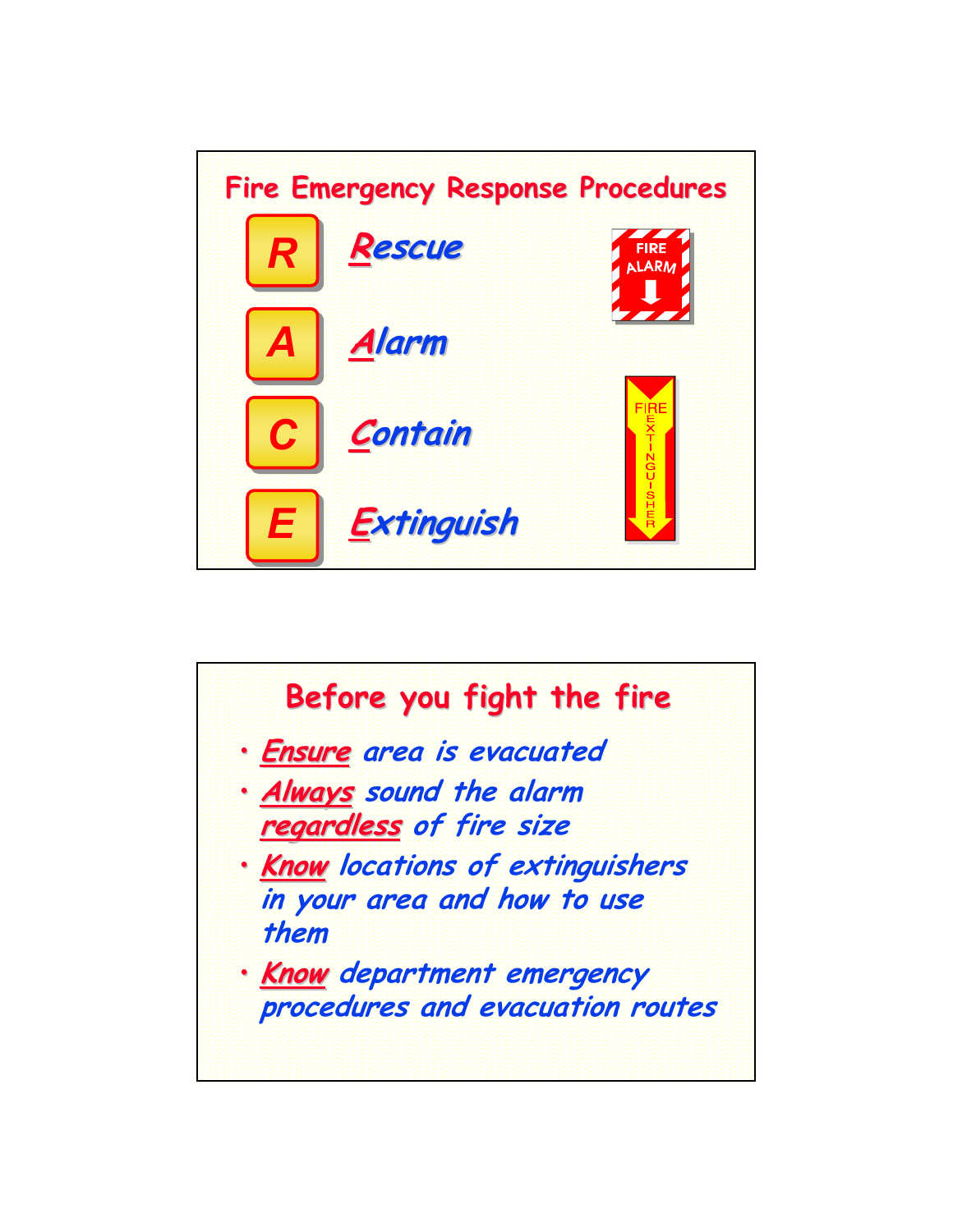## Fire Emergency Response Procedures

- **R** — *Rescue*
- **A** — *Alarm*
- **C** — *Contain*
- **E** — *Extinguish*

FIRE ALARM

FIRE EXTINGUISHER

## Before you fight the fire

- ***Ensure*** *area is evacuated*
- ***Always*** *sound the alarm* ***regardless*** *of fire size*
- ***Know*** *locations of extinguishers in your area and how to use them*
- ***Know*** *department emergency procedures and evacuation routes*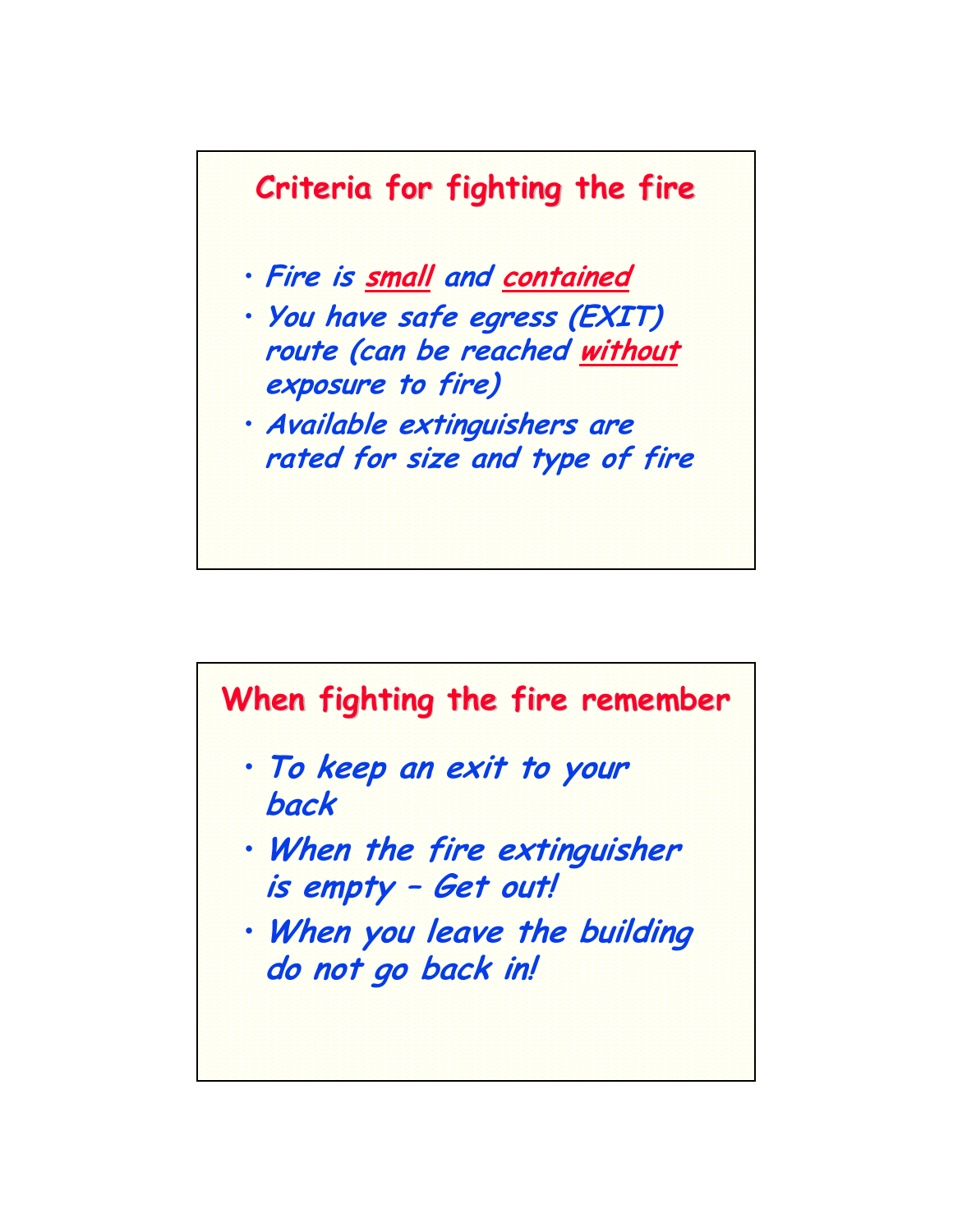## Criteria for fighting the fire

- *Fire is small and contained*
- *You have safe egress (EXIT) route (can be reached without exposure to fire)*
- *Available extinguishers are rated for size and type of fire*

## When fighting the fire remember

- *To keep an exit to your back*
- *When the fire extinguisher is empty – Get out!*
- *When you leave the building do not go back in!*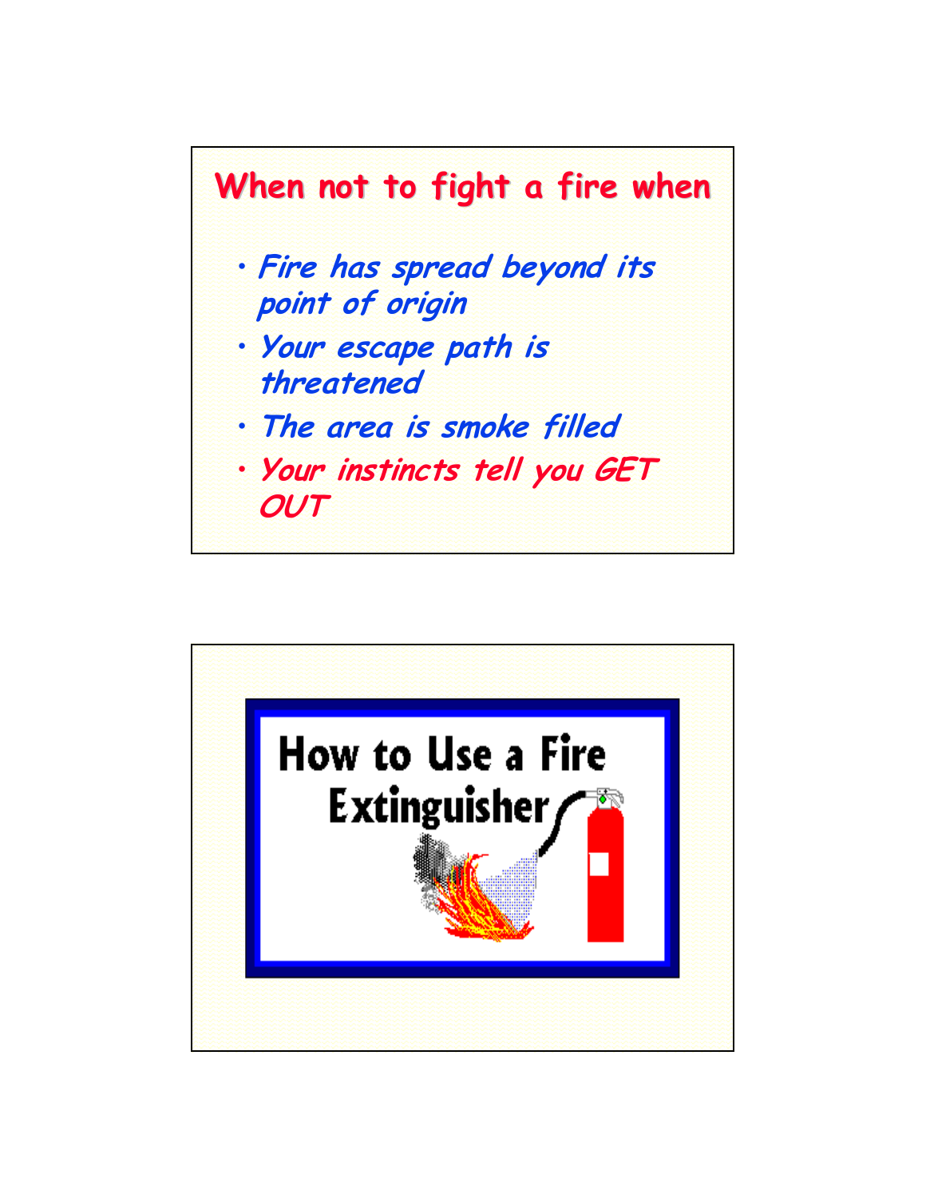## When not to fight a fire when

- *Fire has spread beyond its point of origin*
- *Your escape path is threatened*
- *The area is smoke filled*
- *Your instincts tell you GET OUT*

## How to Use a Fire Extinguisher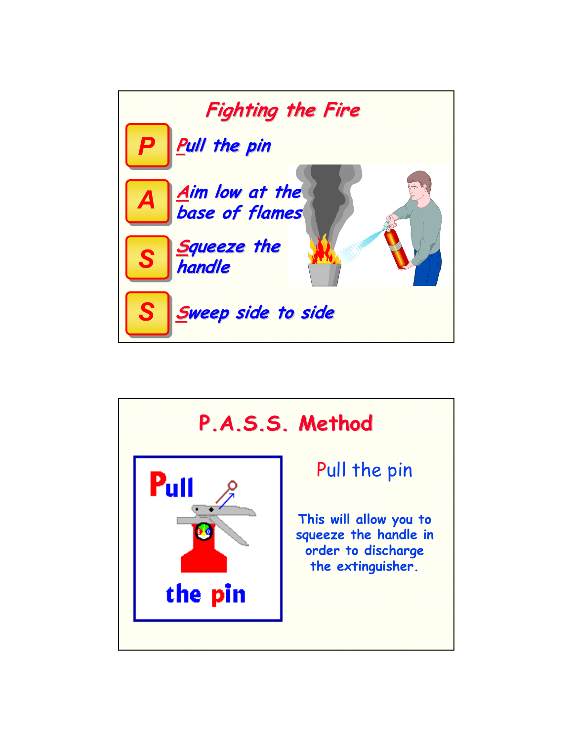## Fighting the Fire

- **P** — Pull the pin
- **A** — Aim low at the base of flames
- **S** — Squeeze the handle
- **S** — Sweep side to side

## P.A.S.S. Method

Pull the pin

This will allow you to squeeze the handle in order to discharge the extinguisher.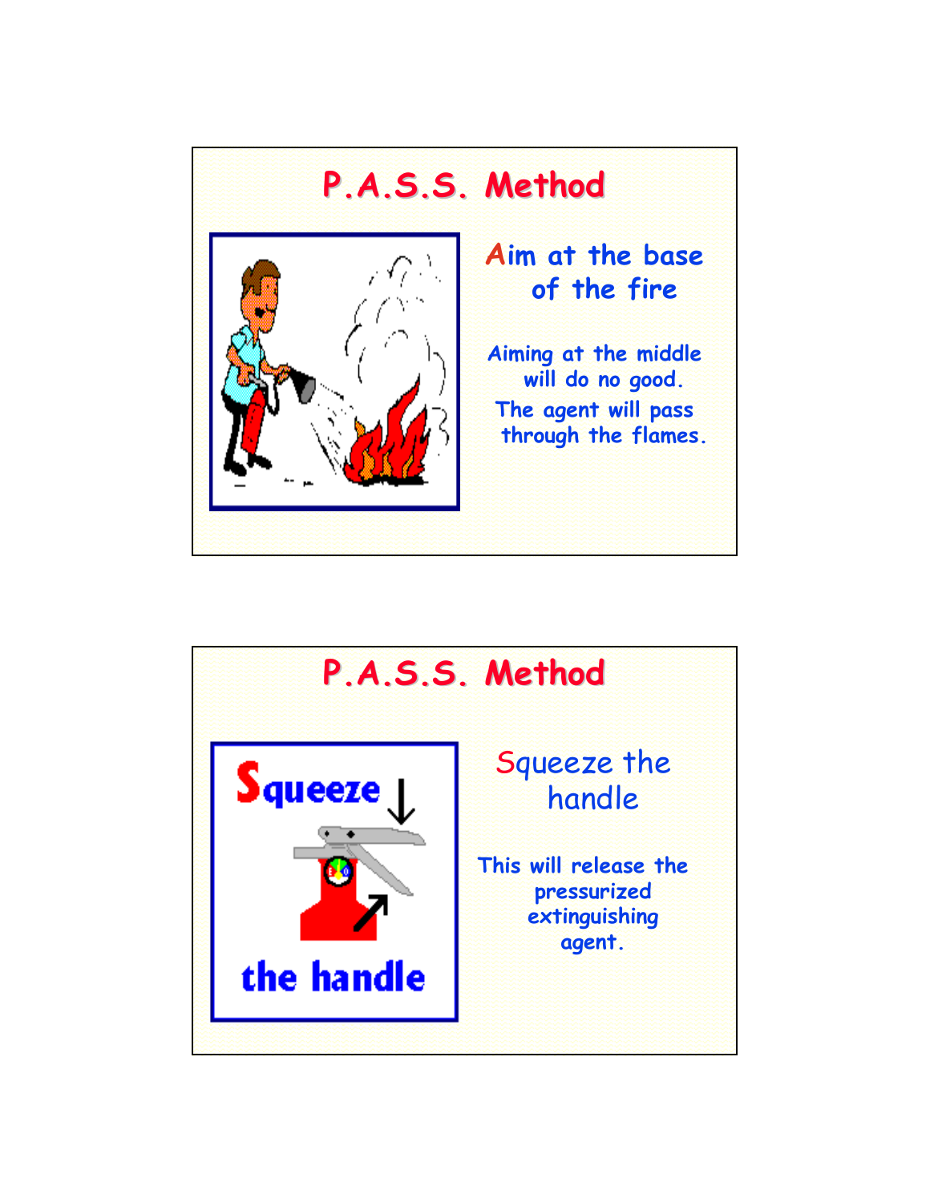## P.A.S.S. Method

**Aim at the base of the fire**

Aiming at the middle will do no good. The agent will pass through the flames.

## P.A.S.S. Method

**Squeeze** the handle

Squeeze the handle

This will release the pressurized extinguishing agent.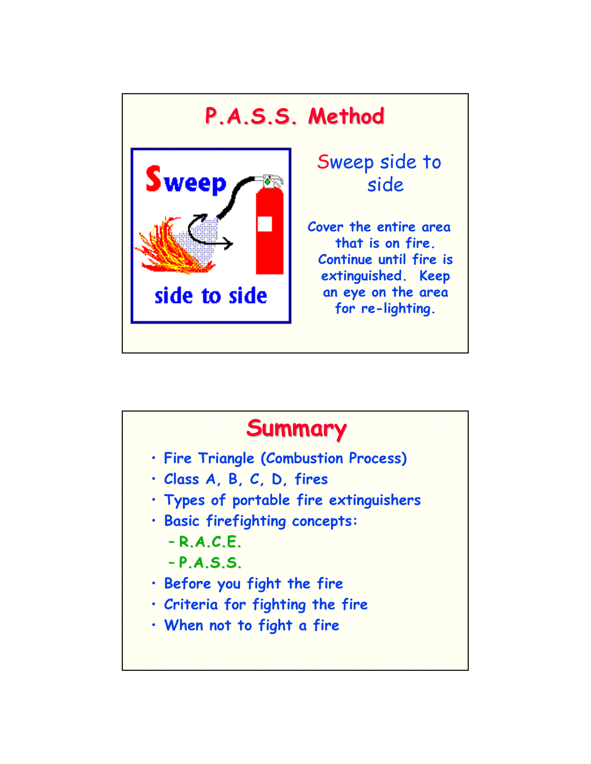## P.A.S.S. Method

Sweep side to side

Cover the entire area that is on fire. Continue until fire is extinguished. Keep an eye on the area for re-lighting.

## Summary

- Fire Triangle (Combustion Process)
- Class A, B, C, D, fires
- Types of portable fire extinguishers
- Basic firefighting concepts:
  - R.A.C.E.
  - P.A.S.S.
- Before you fight the fire
- Criteria for fighting the fire
- When not to fight a fire